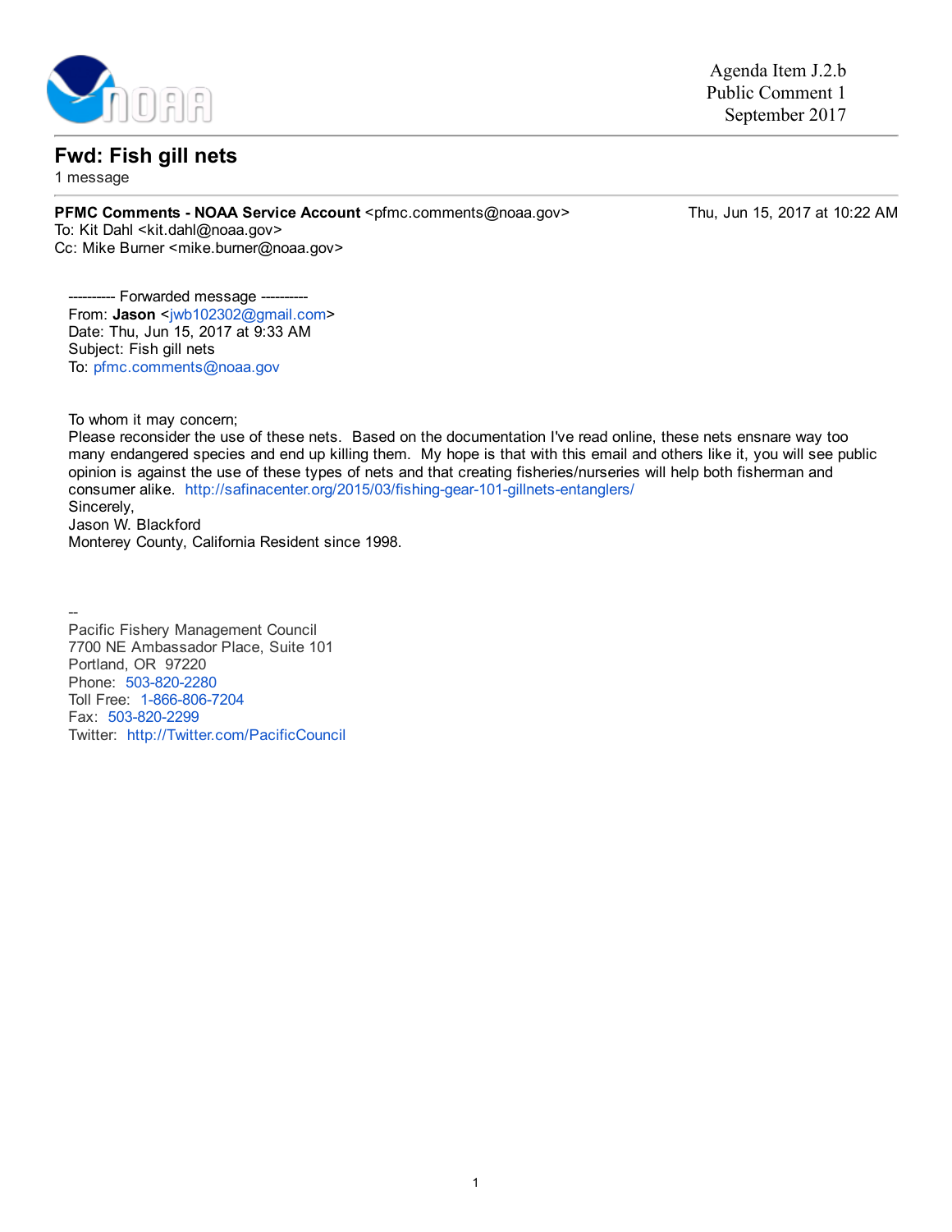Agenda Item J.2.b
Public Comment 1
September 2017

# Fwd: Fish gill nets

1 message

**PFMC Comments - NOAA Service Account** <pfmc.comments@noaa.gov> Thu, Jun 15, 2017 at 10:22 AM
To: Kit Dahl <kit.dahl@noaa.gov>
Cc: Mike Burner <mike.burner@noaa.gov>

---------- Forwarded message ----------
From: **Jason** <jwb102302@gmail.com>
Date: Thu, Jun 15, 2017 at 9:33 AM
Subject: Fish gill nets
To: pfmc.comments@noaa.gov

To whom it may concern;
Please reconsider the use of these nets. Based on the documentation I've read online, these nets ensnare way too many endangered species and end up killing them. My hope is that with this email and others like it, you will see public opinion is against the use of these types of nets and that creating fisheries/nurseries will help both fisherman and consumer alike. http://safinacenter.org/2015/03/fishing-gear-101-gillnets-entanglers/
Sincerely,
Jason W. Blackford
Monterey County, California Resident since 1998.

--
Pacific Fishery Management Council
7700 NE Ambassador Place, Suite 101
Portland, OR 97220
Phone: 503-820-2280
Toll Free: 1-866-806-7204
Fax: 503-820-2299
Twitter: http://Twitter.com/PacificCouncil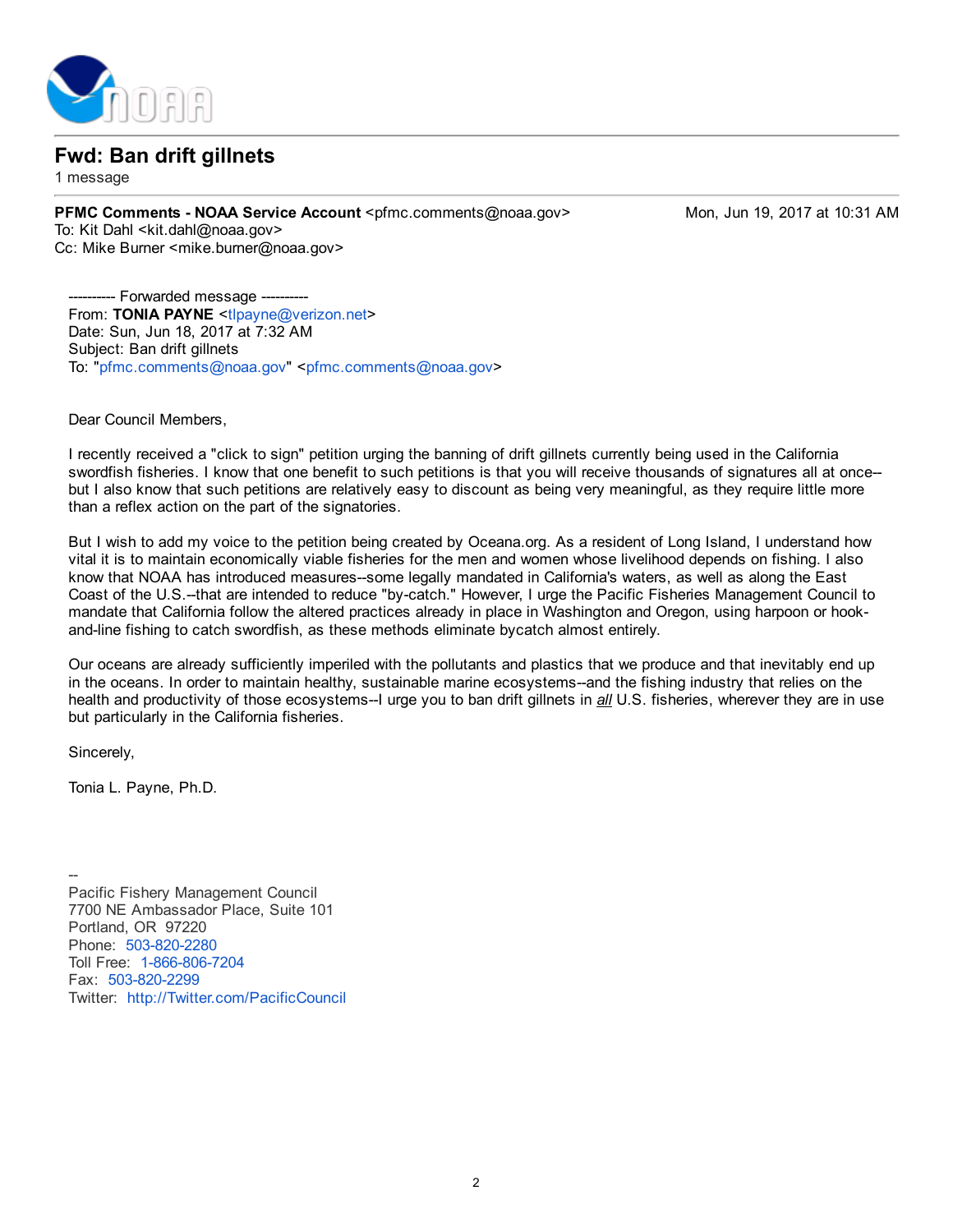# Fwd: Ban drift gillnets

1 message

**PFMC Comments - NOAA Service Account** <pfmc.comments@noaa.gov> Mon, Jun 19, 2017 at 10:31 AM
To: Kit Dahl <kit.dahl@noaa.gov>
Cc: Mike Burner <mike.burner@noaa.gov>

---------- Forwarded message ----------
From: **TONIA PAYNE** <tlpayne@verizon.net>
Date: Sun, Jun 18, 2017 at 7:32 AM
Subject: Ban drift gillnets
To: "pfmc.comments@noaa.gov" <pfmc.comments@noaa.gov>

Dear Council Members,

I recently received a "click to sign" petition urging the banning of drift gillnets currently being used in the California swordfish fisheries. I know that one benefit to such petitions is that you will receive thousands of signatures all at once--but I also know that such petitions are relatively easy to discount as being very meaningful, as they require little more than a reflex action on the part of the signatories.

But I wish to add my voice to the petition being created by Oceana.org. As a resident of Long Island, I understand how vital it is to maintain economically viable fisheries for the men and women whose livelihood depends on fishing. I also know that NOAA has introduced measures--some legally mandated in California's waters, as well as along the East Coast of the U.S.--that are intended to reduce "by-catch." However, I urge the Pacific Fisheries Management Council to mandate that California follow the altered practices already in place in Washington and Oregon, using harpoon or hook-and-line fishing to catch swordfish, as these methods eliminate bycatch almost entirely.

Our oceans are already sufficiently imperiled with the pollutants and plastics that we produce and that inevitably end up in the oceans. In order to maintain healthy, sustainable marine ecosystems--and the fishing industry that relies on the health and productivity of those ecosystems--I urge you to ban drift gillnets in ***all*** U.S. fisheries, wherever they are in use but particularly in the California fisheries.

Sincerely,

Tonia L. Payne, Ph.D.

--
Pacific Fishery Management Council
7700 NE Ambassador Place, Suite 101
Portland, OR 97220
Phone: 503-820-2280
Toll Free: 1-866-806-7204
Fax: 503-820-2299
Twitter: http://Twitter.com/PacificCouncil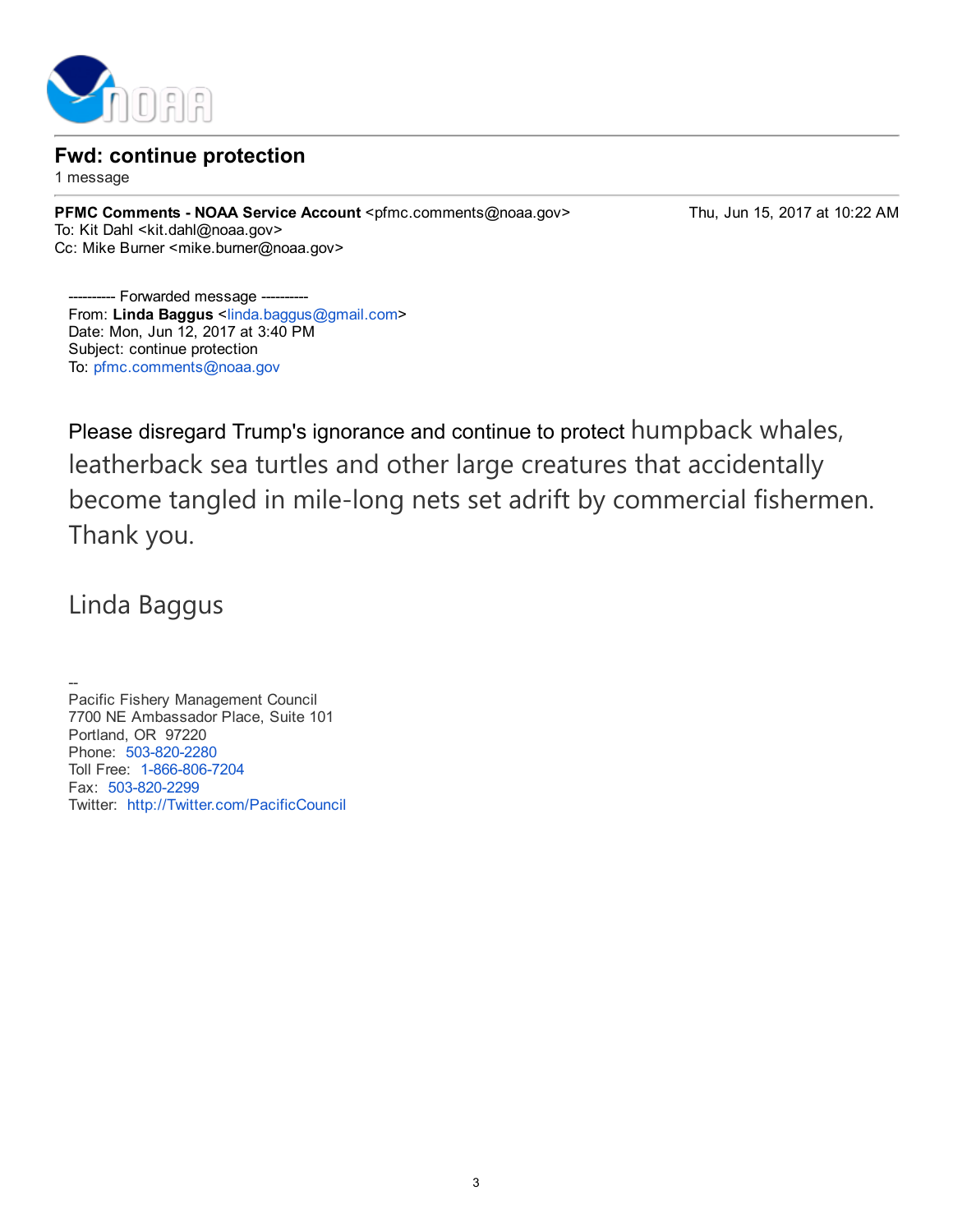# Fwd: continue protection

1 message

**PFMC Comments - NOAA Service Account** <pfmc.comments@noaa.gov> Thu, Jun 15, 2017 at 10:22 AM
To: Kit Dahl <kit.dahl@noaa.gov>
Cc: Mike Burner <mike.burner@noaa.gov>

---------- Forwarded message ----------
From: **Linda Baggus** <linda.baggus@gmail.com>
Date: Mon, Jun 12, 2017 at 3:40 PM
Subject: continue protection
To: pfmc.comments@noaa.gov

Please disregard Trump's ignorance and continue to protect humpback whales, leatherback sea turtles and other large creatures that accidentally become tangled in mile-long nets set adrift by commercial fishermen. Thank you.

Linda Baggus

--
Pacific Fishery Management Council
7700 NE Ambassador Place, Suite 101
Portland, OR 97220
Phone: 503-820-2280
Toll Free: 1-866-806-7204
Fax: 503-820-2299
Twitter: http://Twitter.com/PacificCouncil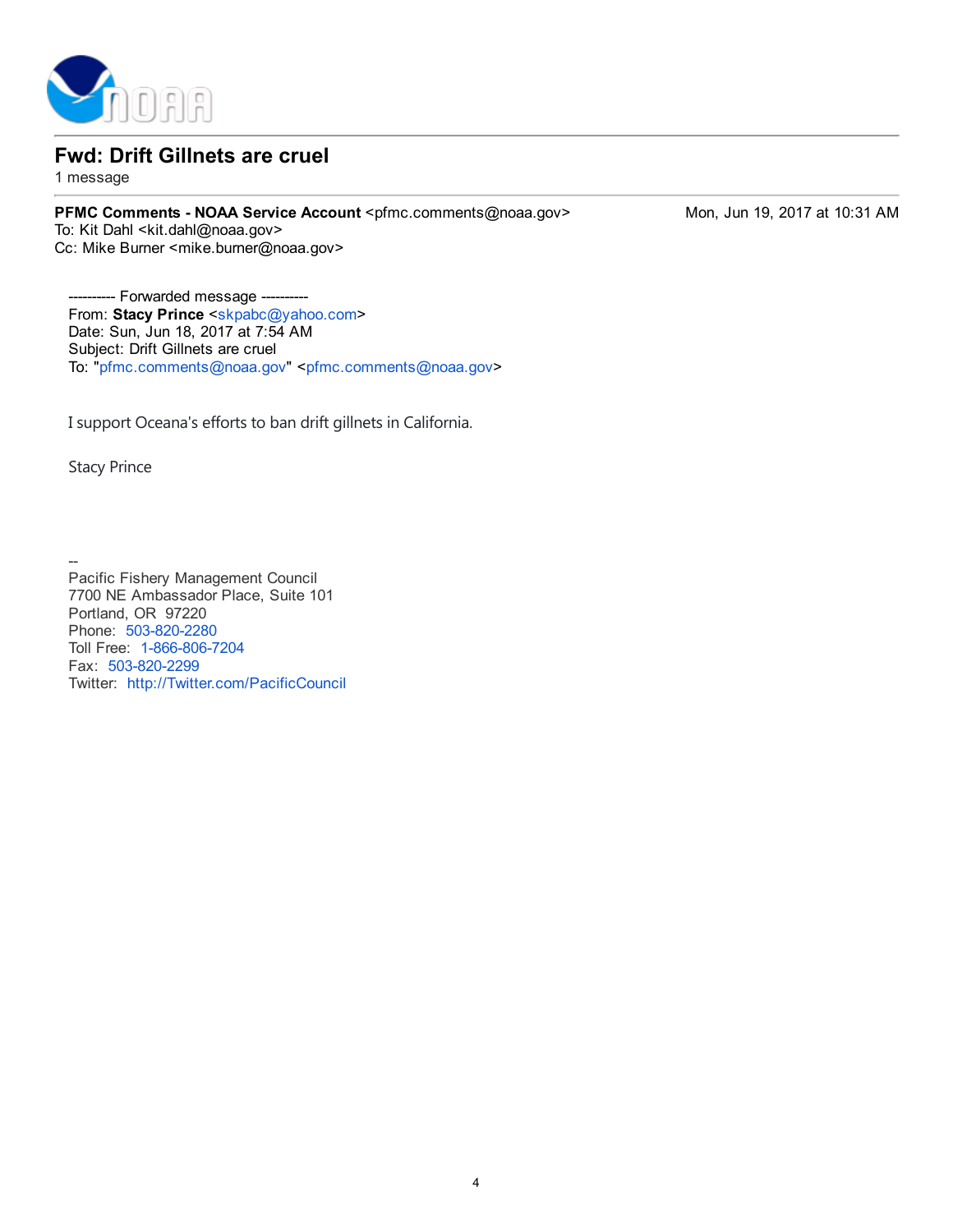# Fwd: Drift Gillnets are cruel

1 message

**PFMC Comments - NOAA Service Account** <pfmc.comments@noaa.gov> Mon, Jun 19, 2017 at 10:31 AM
To: Kit Dahl <kit.dahl@noaa.gov>
Cc: Mike Burner <mike.burner@noaa.gov>

---------- Forwarded message ----------
From: **Stacy Prince** <skpabc@yahoo.com>
Date: Sun, Jun 18, 2017 at 7:54 AM
Subject: Drift Gillnets are cruel
To: "pfmc.comments@noaa.gov" <pfmc.comments@noaa.gov>

I support Oceana's efforts to ban drift gillnets in California.

Stacy Prince

--
Pacific Fishery Management Council
7700 NE Ambassador Place, Suite 101
Portland, OR 97220
Phone: 503-820-2280
Toll Free: 1-866-806-7204
Fax: 503-820-2299
Twitter: http://Twitter.com/PacificCouncil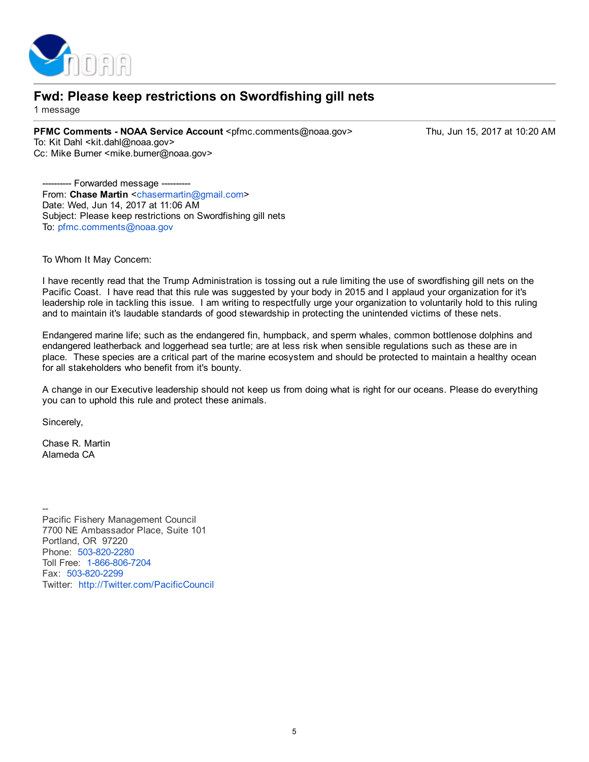# Fwd: Please keep restrictions on Swordfishing gill nets

1 message

**PFMC Comments - NOAA Service Account** <pfmc.comments@noaa.gov> Thu, Jun 15, 2017 at 10:20 AM
To: Kit Dahl <kit.dahl@noaa.gov>
Cc: Mike Burner <mike.burner@noaa.gov>

---------- Forwarded message ----------
From: **Chase Martin** <chasermartin@gmail.com>
Date: Wed, Jun 14, 2017 at 11:06 AM
Subject: Please keep restrictions on Swordfishing gill nets
To: pfmc.comments@noaa.gov

To Whom It May Concern:

I have recently read that the Trump Administration is tossing out a rule limiting the use of swordfishing gill nets on the Pacific Coast. I have read that this rule was suggested by your body in 2015 and I applaud your organization for it's leadership role in tackling this issue. I am writing to respectfully urge your organization to voluntarily hold to this ruling and to maintain it's laudable standards of good stewardship in protecting the unintended victims of these nets.

Endangered marine life; such as the endangered fin, humpback, and sperm whales, common bottlenose dolphins and endangered leatherback and loggerhead sea turtle; are at less risk when sensible regulations such as these are in place. These species are a critical part of the marine ecosystem and should be protected to maintain a healthy ocean for all stakeholders who benefit from it's bounty.

A change in our Executive leadership should not keep us from doing what is right for our oceans. Please do everything you can to uphold this rule and protect these animals.

Sincerely,

Chase R. Martin
Alameda CA

--
Pacific Fishery Management Council
7700 NE Ambassador Place, Suite 101
Portland, OR 97220
Phone: 503-820-2280
Toll Free: 1-866-806-7204
Fax: 503-820-2299
Twitter: http://Twitter.com/PacificCouncil